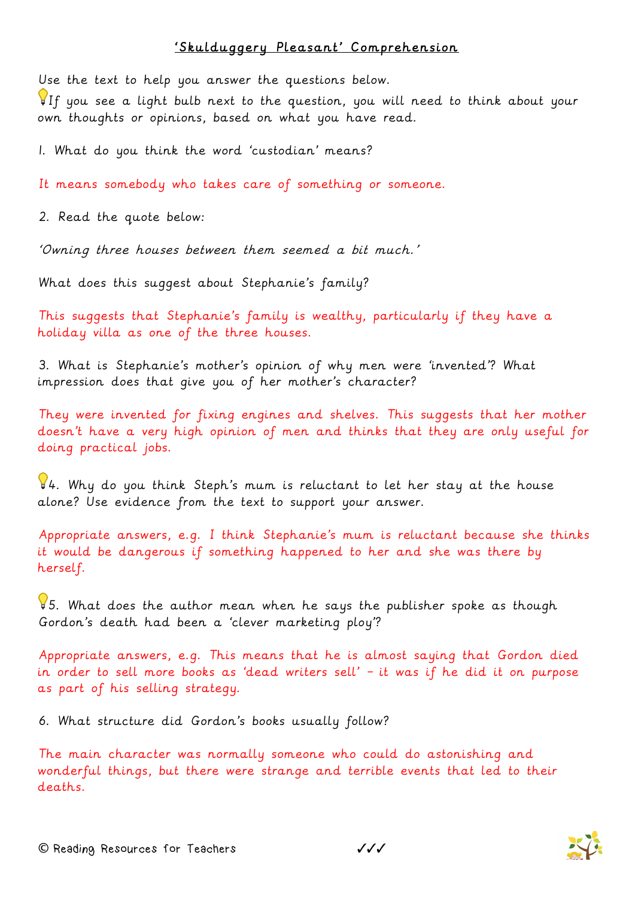# 'Skulduggery Pleasant' Comprehension

Use the text to help you answer the questions below.

💡If you see a light bulb next to the question, you will need to think about your own thoughts or opinions, based on what you have read.

1. What do you think the word 'custodian' means?

It means somebody who takes care of something or someone.

2. Read the quote below:

*'Owning three houses between them seemed a bit much.'*

What does this suggest about Stephanie's family?

This suggests that Stephanie's family is wealthy, particularly if they have a holiday villa as one of the three houses.

3. What is Stephanie's mother's opinion of why men were 'invented'? What impression does that give you of her mother's character?

They were invented for fixing engines and shelves. This suggests that her mother doesn't have a very high opinion of men and thinks that they are only useful for doing practical jobs.

💡4. Why do you think Steph's mum is reluctant to let her stay at the house alone? Use evidence from the text to support your answer.

Appropriate answers, e.g. I think Stephanie's mum is reluctant because she thinks it would be dangerous if something happened to her and she was there by herself.

💡5. What does the author mean when he says the publisher spoke as though Gordon's death had been a 'clever marketing ploy'?

Appropriate answers, e.g. This means that he is almost saying that Gordon died in order to sell more books as 'dead writers sell' – it was if he did it on purpose as part of his selling strategy.

6. What structure did Gordon's books usually follow?

The main character was normally someone who could do astonishing and wonderful things, but there were strange and terrible events that led to their deaths.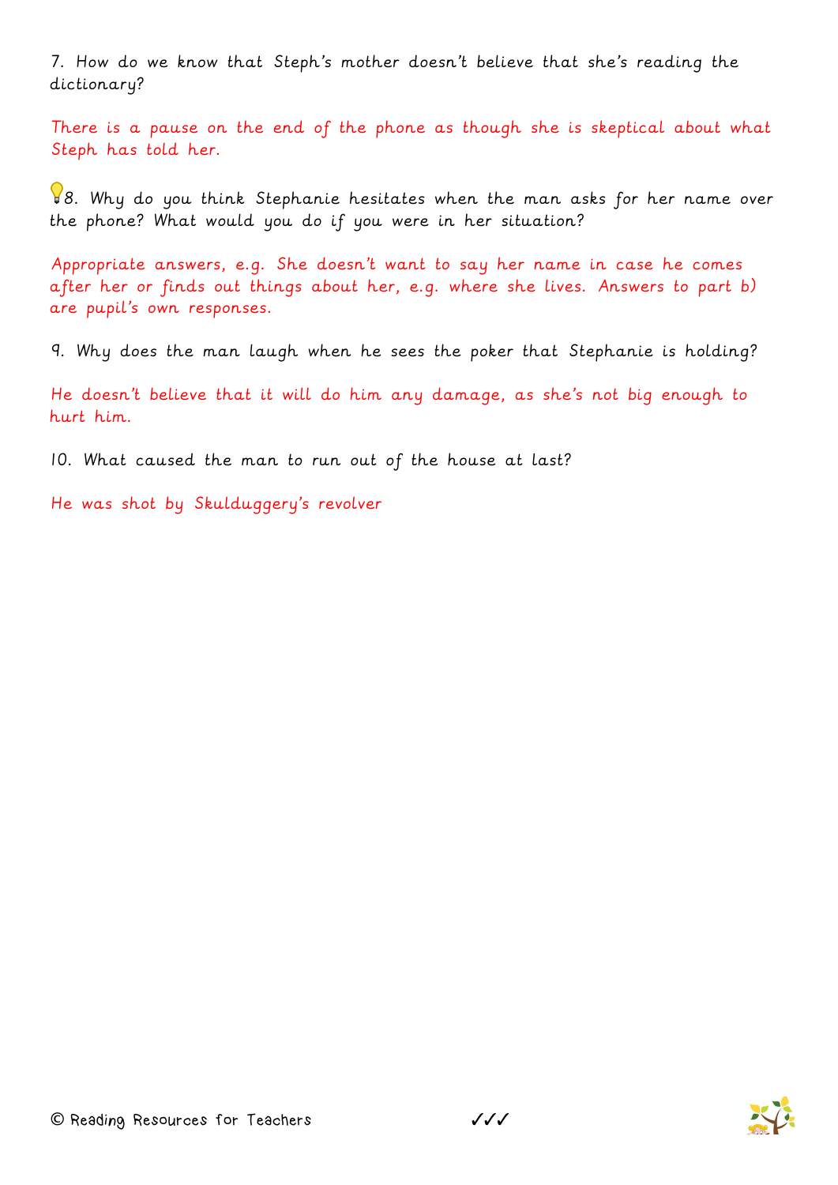7. How do we know that Steph's mother doesn't believe that she's reading the dictionary?

There is a pause on the end of the phone as though she is skeptical about what Steph has told her.

8. Why do you think Stephanie hesitates when the man asks for her name over the phone? What would you do if you were in her situation?

Appropriate answers, e.g. She doesn't want to say her name in case he comes after her or finds out things about her, e.g. where she lives. Answers to part b) are pupil's own responses.

9. Why does the man laugh when he sees the poker that Stephanie is holding?

He doesn't believe that it will do him any damage, as she's not big enough to hurt him.

10. What caused the man to run out of the house at last?

He was shot by Skulduggery's revolver

© Reading Resources for Teachers ✓✓✓